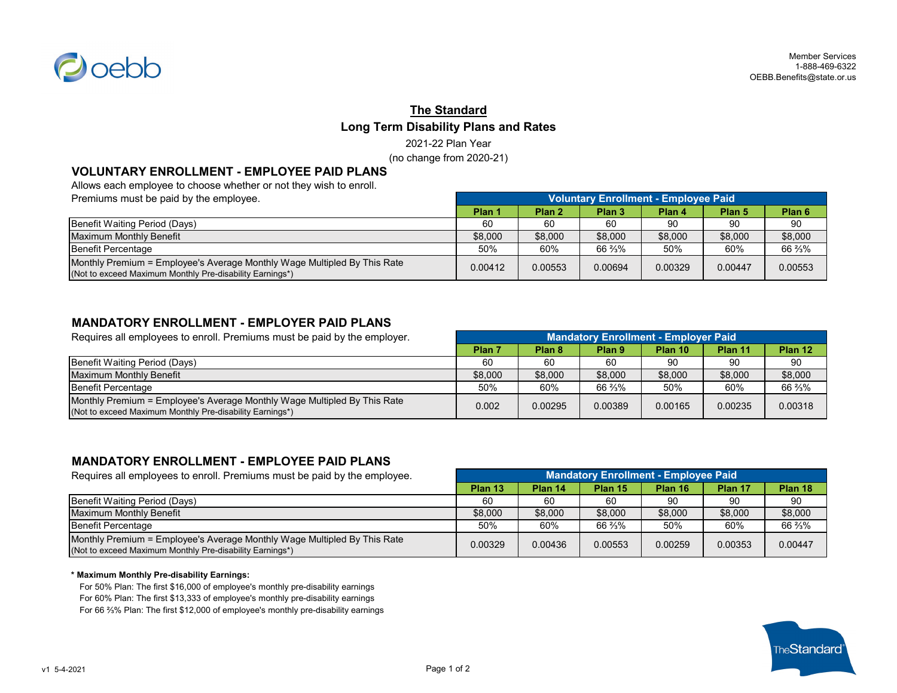Member Services
1-888-469-6322
OEBB.Benefits@state.or.us

# The Standard

## Long Term Disability Plans and Rates

2021-22 Plan Year
(no change from 2020-21)

### VOLUNTARY ENROLLMENT - EMPLOYEE PAID PLANS

Allows each employee to choose whether or not they wish to enroll.
Premiums must be paid by the employee.

| | Voluntary Enrollment - Employee Paid | | | | | |
|---|---|---|---|---|---|---|
| | Plan 1 | Plan 2 | Plan 3 | Plan 4 | Plan 5 | Plan 6 |
| Benefit Waiting Period (Days) | 60 | 60 | 60 | 90 | 90 | 90 |
| Maximum Monthly Benefit | $8,000 | $8,000 | $8,000 | $8,000 | $8,000 | $8,000 |
| Benefit Percentage | 50% | 60% | 66 ⅔% | 50% | 60% | 66 ⅔% |
| Monthly Premium = Employee's Average Monthly Wage Multipled By This Rate (Not to exceed Maximum Monthly Pre-disability Earnings*) | 0.00412 | 0.00553 | 0.00694 | 0.00329 | 0.00447 | 0.00553 |

### MANDATORY ENROLLMENT - EMPLOYER PAID PLANS

Requires all employees to enroll. Premiums must be paid by the employer.

| | Mandatory Enrollment - Employer Paid | | | | | |
|---|---|---|---|---|---|---|
| | Plan 7 | Plan 8 | Plan 9 | Plan 10 | Plan 11 | Plan 12 |
| Benefit Waiting Period (Days) | 60 | 60 | 60 | 90 | 90 | 90 |
| Maximum Monthly Benefit | $8,000 | $8,000 | $8,000 | $8,000 | $8,000 | $8,000 |
| Benefit Percentage | 50% | 60% | 66 ⅔% | 50% | 60% | 66 ⅔% |
| Monthly Premium = Employee's Average Monthly Wage Multipled By This Rate (Not to exceed Maximum Monthly Pre-disability Earnings*) | 0.002 | 0.00295 | 0.00389 | 0.00165 | 0.00235 | 0.00318 |

### MANDATORY ENROLLMENT - EMPLOYEE PAID PLANS

Requires all employees to enroll. Premiums must be paid by the employee.

| | Mandatory Enrollment - Employee Paid | | | | | |
|---|---|---|---|---|---|---|
| | Plan 13 | Plan 14 | Plan 15 | Plan 16 | Plan 17 | Plan 18 |
| Benefit Waiting Period (Days) | 60 | 60 | 60 | 90 | 90 | 90 |
| Maximum Monthly Benefit | $8,000 | $8,000 | $8,000 | $8,000 | $8,000 | $8,000 |
| Benefit Percentage | 50% | 60% | 66 ⅔% | 50% | 60% | 66 ⅔% |
| Monthly Premium = Employee's Average Monthly Wage Multipled By This Rate (Not to exceed Maximum Monthly Pre-disability Earnings*) | 0.00329 | 0.00436 | 0.00553 | 0.00259 | 0.00353 | 0.00447 |

**\* Maximum Monthly Pre-disability Earnings:**

For 50% Plan: The first $16,000 of employee's monthly pre-disability earnings
For 60% Plan: The first $13,333 of employee's monthly pre-disability earnings
For 66 ⅔% Plan: The first $12,000 of employee's monthly pre-disability earnings

v1 5-4-2021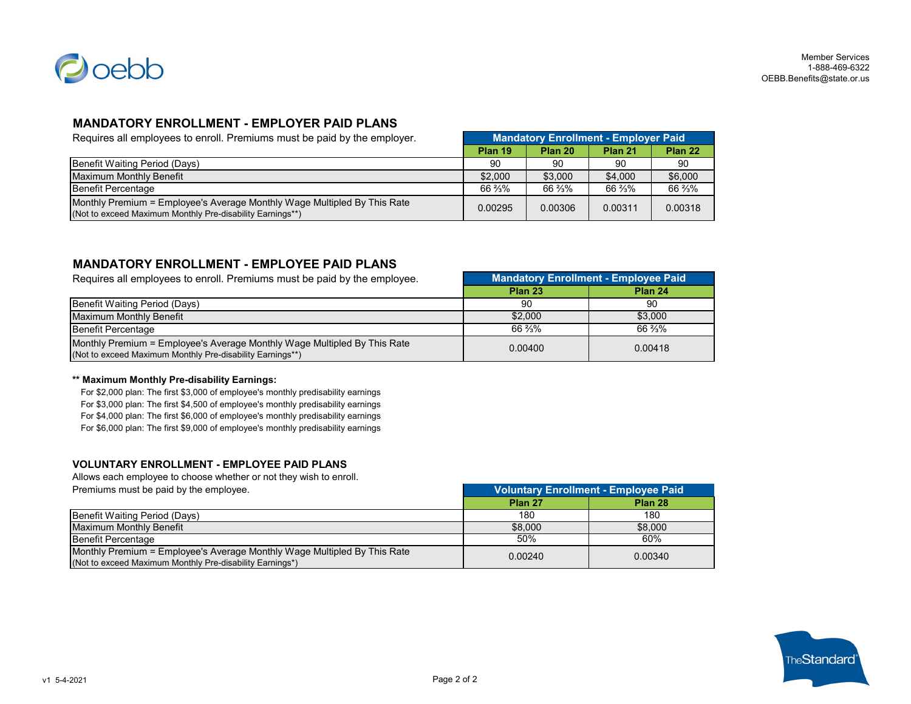Member Services
1-888-469-6322
OEBB.Benefits@state.or.us

## MANDATORY ENROLLMENT - EMPLOYER PAID PLANS

Requires all employees to enroll. Premiums must be paid by the employer.

| | Mandatory Enrollment - Employer Paid | | | |
|---|---|---|---|---|
| | Plan 19 | Plan 20 | Plan 21 | Plan 22 |
| Benefit Waiting Period (Days) | 90 | 90 | 90 | 90 |
| Maximum Monthly Benefit | $2,000 | $3,000 | $4,000 | $6,000 |
| Benefit Percentage | 66 ⅔% | 66 ⅔% | 66 ⅔% | 66 ⅔% |
| Monthly Premium = Employee's Average Monthly Wage Multipled By This Rate (Not to exceed Maximum Monthly Pre-disability Earnings**) | 0.00295 | 0.00306 | 0.00311 | 0.00318 |

## MANDATORY ENROLLMENT - EMPLOYEE PAID PLANS

Requires all employees to enroll. Premiums must be paid by the employee.

| | Mandatory Enrollment - Employee Paid | |
|---|---|---|
| | Plan 23 | Plan 24 |
| Benefit Waiting Period (Days) | 90 | 90 |
| Maximum Monthly Benefit | $2,000 | $3,000 |
| Benefit Percentage | 66 ⅔% | 66 ⅔% |
| Monthly Premium = Employee's Average Monthly Wage Multipled By This Rate (Not to exceed Maximum Monthly Pre-disability Earnings**) | 0.00400 | 0.00418 |

**** Maximum Monthly Pre-disability Earnings:**

For $2,000 plan: The first $3,000 of employee's monthly predisability earnings
For $3,000 plan: The first $4,500 of employee's monthly predisability earnings
For $4,000 plan: The first $6,000 of employee's monthly predisability earnings
For $6,000 plan: The first $9,000 of employee's monthly predisability earnings

## VOLUNTARY ENROLLMENT - EMPLOYEE PAID PLANS

Allows each employee to choose whether or not they wish to enroll.
Premiums must be paid by the employee.

| | Voluntary Enrollment - Employee Paid | |
|---|---|---|
| | Plan 27 | Plan 28 |
| Benefit Waiting Period (Days) | 180 | 180 |
| Maximum Monthly Benefit | $8,000 | $8,000 |
| Benefit Percentage | 50% | 60% |
| Monthly Premium = Employee's Average Monthly Wage Multipled By This Rate (Not to exceed Maximum Monthly Pre-disability Earnings*) | 0.00240 | 0.00340 |

v1 5-4-2021